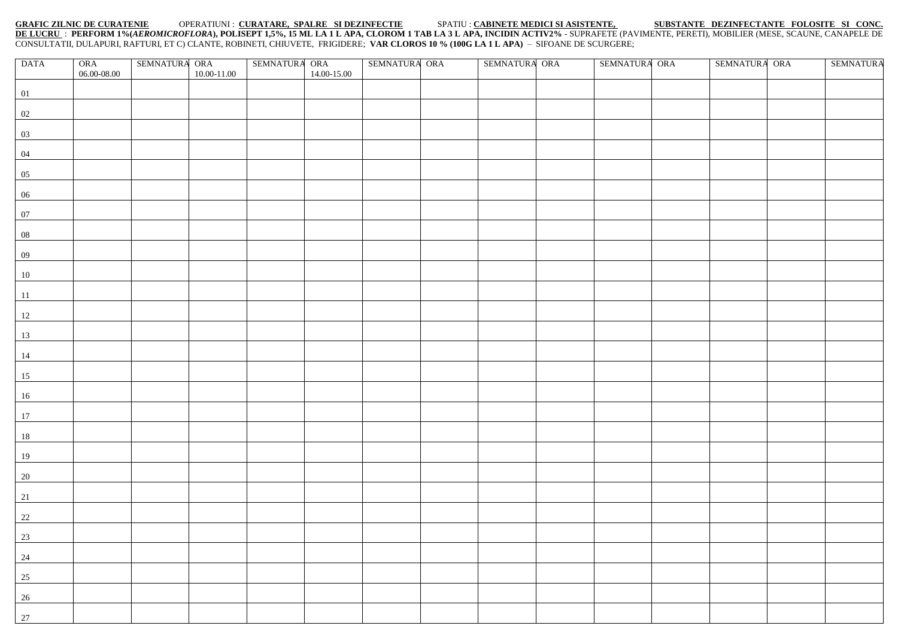**GRAFIC ZILNIC DE CURATENIE** OPERATIUNI : **CURATARE, SPALRE SI DEZINFECTIE** SPATIU : **CABINETE MEDICI SI ASISTENTE,** **SUBSTANTE DEZINFECTANTE FOLOSITE SI CONC. DE LUCRU** : **PERFORM 1%(*AEROMICROFLORA*), POLISEPT 1,5%, 15 ML LA 1 L APA, CLOROM 1 TAB LA 3 L APA, INCIDIN ACTIV2%** - SUPRAFETE (PAVIMENTE, PERETI), MOBILIER (MESE, SCAUNE, CANAPELE DE CONSULTATII, DULAPURI, RAFTURI, ET C) CLANTE, ROBINETI, CHIUVETE, FRIGIDERE; **VAR CLOROS 10 % (100G LA 1 L APA)** – SIFOANE DE SCURGERE;

| DATA | ORA 06.00-08.00 | SEMNATURA | ORA 10.00-11.00 | SEMNATURA | ORA 14.00-15.00 | SEMNATURA | ORA | SEMNATURA | ORA | SEMNATURA | ORA | SEMNATURA | ORA | SEMNATURA |
|---|---|---|---|---|---|---|---|---|---|---|---|---|---|---|
| 01 | | | | | | | | | | | | | | |
| 02 | | | | | | | | | | | | | | |
| 03 | | | | | | | | | | | | | | |
| 04 | | | | | | | | | | | | | | |
| 05 | | | | | | | | | | | | | | |
| 06 | | | | | | | | | | | | | | |
| 07 | | | | | | | | | | | | | | |
| 08 | | | | | | | | | | | | | | |
| 09 | | | | | | | | | | | | | | |
| 10 | | | | | | | | | | | | | | |
| 11 | | | | | | | | | | | | | | |
| 12 | | | | | | | | | | | | | | |
| 13 | | | | | | | | | | | | | | |
| 14 | | | | | | | | | | | | | | |
| 15 | | | | | | | | | | | | | | |
| 16 | | | | | | | | | | | | | | |
| 17 | | | | | | | | | | | | | | |
| 18 | | | | | | | | | | | | | | |
| 19 | | | | | | | | | | | | | | |
| 20 | | | | | | | | | | | | | | |
| 21 | | | | | | | | | | | | | | |
| 22 | | | | | | | | | | | | | | |
| 23 | | | | | | | | | | | | | | |
| 24 | | | | | | | | | | | | | | |
| 25 | | | | | | | | | | | | | | |
| 26 | | | | | | | | | | | | | | |
| 27 | | | | | | | | | | | | | | |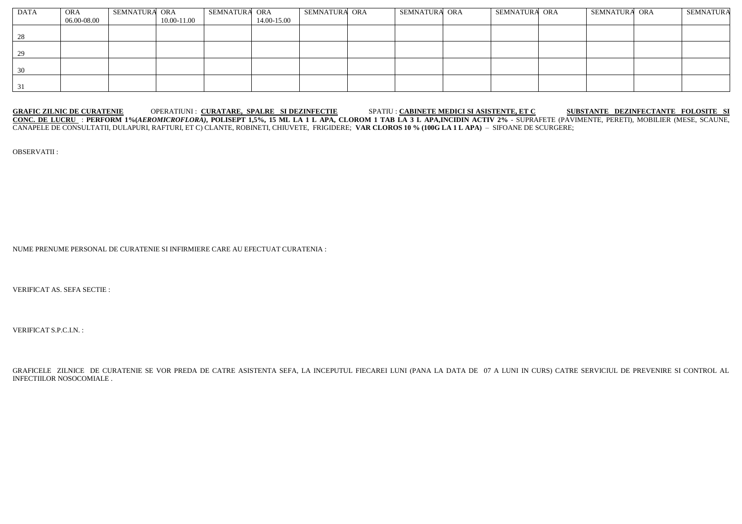| DATA | ORA 06.00-08.00 | SEMNATURA | ORA 10.00-11.00 | SEMNATURA | ORA 14.00-15.00 | SEMNATURA | ORA | SEMNATURA | ORA | SEMNATURA | ORA | SEMNATURA | ORA | SEMNATURA |
|---|---|---|---|---|---|---|---|---|---|---|---|---|---|---|
| 28 | | | | | | | | | | | | | | |
| 29 | | | | | | | | | | | | | | |
| 30 | | | | | | | | | | | | | | |
| 31 | | | | | | | | | | | | | | |

**GRAFIC ZILNIC DE CURATENIE** OPERATIUNI : **CURATARE, SPALRE SI DEZINFECTIE** SPATIU : **CABINETE MEDICI SI ASISTENTE, ET C** **SUBSTANTE DEZINFECTANTE FOLOSITE SI CONC. DE LUCRU** : **PERFORM 1%(*AEROMICROFLORA)*, POLISEPT 1,5%, 15 ML LA 1 L APA, CLOROM 1 TAB LA 3 L APA,INCIDIN ACTIV 2%** - SUPRAFETE (PAVIMENTE, PERETI), MOBILIER (MESE, SCAUNE, CANAPELE DE CONSULTATII, DULAPURI, RAFTURI, ET C) CLANTE, ROBINETI, CHIUVETE, FRIGIDERE; **VAR CLOROS 10 % (100G LA 1 L APA)** – SIFOANE DE SCURGERE;

OBSERVATII :

NUME PRENUME PERSONAL DE CURATENIE SI INFIRMIERE CARE AU EFECTUAT CURATENIA :

VERIFICAT AS. SEFA SECTIE :

VERIFICAT S.P.C.I.N. :

GRAFICELE ZILNICE DE CURATENIE SE VOR PREDA DE CATRE ASISTENTA SEFA, LA INCEPUTUL FIECAREI LUNI (PANA LA DATA DE 07 A LUNI IN CURS) CATRE SERVICIUL DE PREVENIRE SI CONTROL AL INFECTIILOR NOSOCOMIALE .